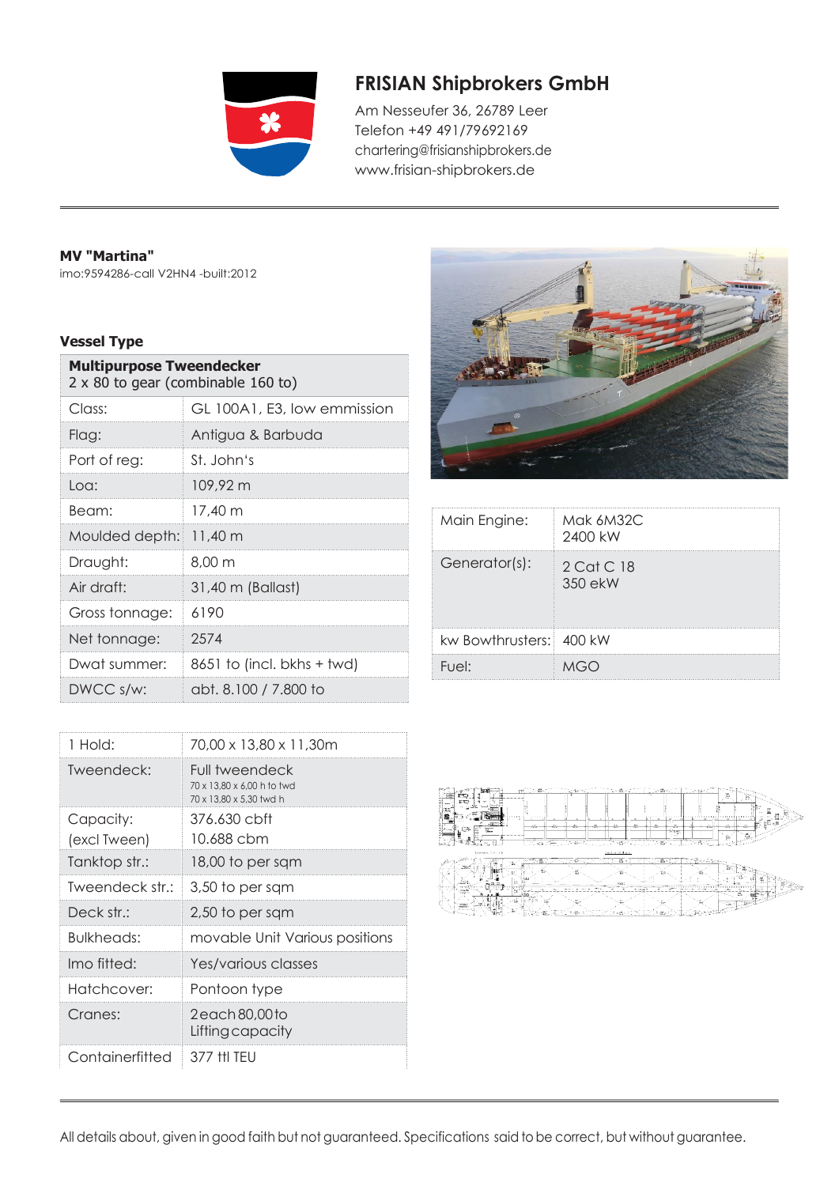# FRISIAN Shipbrokers GmbH

Am Nesseufer 36, 26789 Leer
Telefon +49 491/79692169
chartering@frisianshipbrokers.de
www.frisian-shipbrokers.de

**MV "Martina"**
imo:9594286-call V2HN4 -built:2012

## Vessel Type

| **Multipurpose Tweendecker** 2 x 80 to gear (combinable 160 to) | |
|---|---|
| Class: | GL 100A1, E3, low emmission |
| Flag: | Antigua & Barbuda |
| Port of reg: | St. John's |
| Loa: | 109,92 m |
| Beam: | 17,40 m |
| Moulded depth: | 11,40 m |
| Draught: | 8,00 m |
| Air draft: | 31,40 m (Ballast) |
| Gross tonnage: | 6190 |
| Net tonnage: | 2574 |
| Dwat summer: | 8651 to (incl. bkhs + twd) |
| DWCC s/w: | abt. 8.100 / 7.800 to |

| | |
|---|---|
| Main Engine: | Mak 6M32C 2400 kW |
| Generator(s): | 2 Cat C 18 350 ekW |
| kw Bowthrusters: | 400 kW |
| Fuel: | MGO |

| | |
|---|---|
| 1 Hold: | 70,00 x 13,80 x 11,30m |
| Tweendeck: | Full tweendeck 70 x 13,80 x 6,00 h to twd 70 x 13,80 x 5,30 twd h |
| Capacity: (excl Tween) | 376.630 cbft 10.688 cbm |
| Tanktop str.: | 18,00 to per sqm |
| Tweendeck str.: | 3,50 to per sqm |
| Deck str.: | 2,50 to per sqm |
| Bulkheads: | movable Unit Various positions |
| Imo fitted: | Yes/various classes |
| Hatchcover: | Pontoon type |
| Cranes: | 2each 80,00to Liftingcapacity |
| Containerfitted | 377 ttl TEU |

All details about, given in good faith but not guaranteed. Specifications said to be correct, but without guarantee.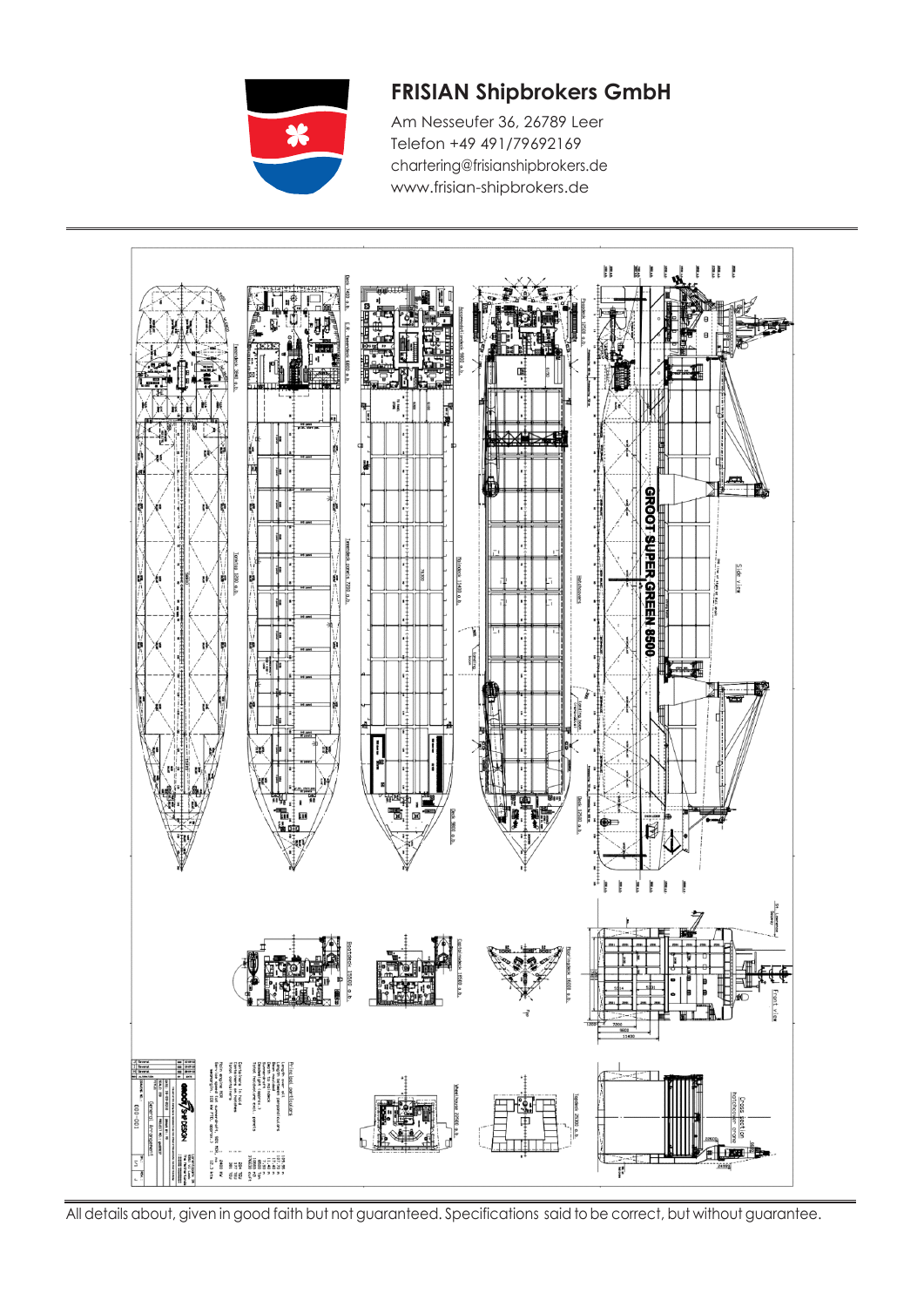# FRISIAN Shipbrokers GmbH

Am Nesseufer 36, 26789 Leer
Telefon +49 491/79692169
chartering@frisianshipbrokers.de
www.frisian-shipbrokers.de

GROOT SUPER GREEN 8500

All details about, given in good faith but not guaranteed. Specifications said to be correct, but without guarantee.